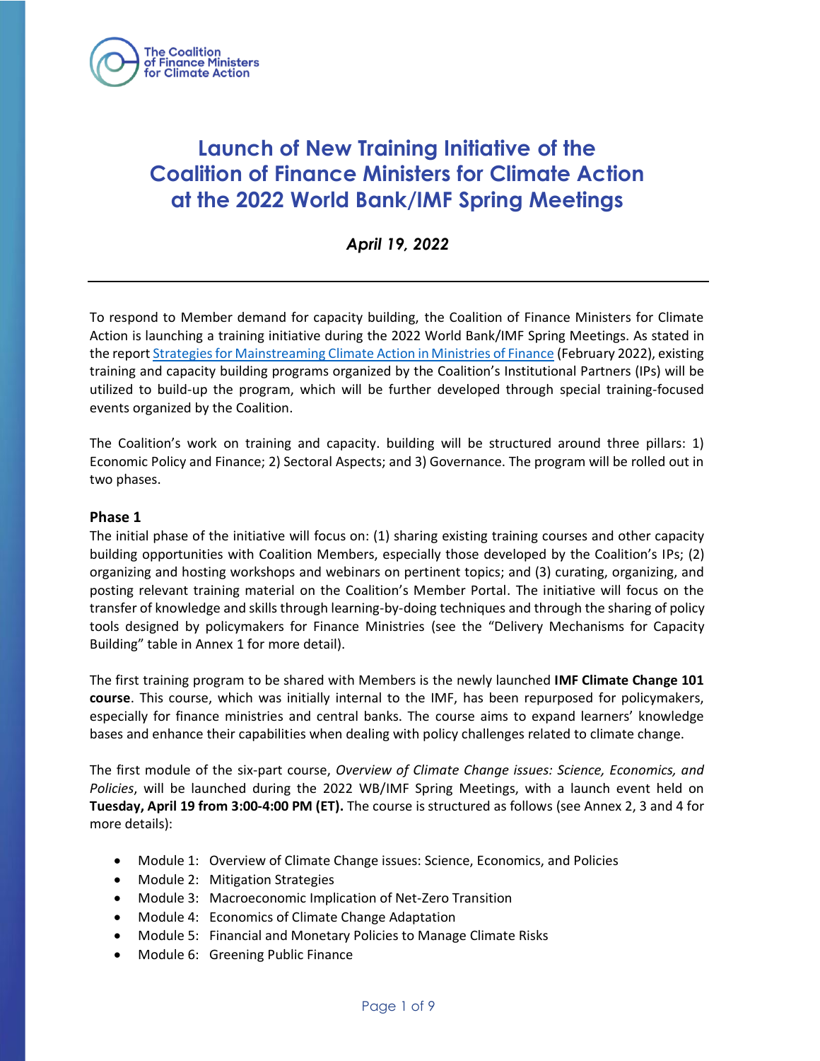# Launch of New Training Initiative of the Coalition of Finance Ministers for Climate Action at the 2022 World Bank/IMF Spring Meetings

*April 19, 2022*

---

To respond to Member demand for capacity building, the Coalition of Finance Ministers for Climate Action is launching a training initiative during the 2022 World Bank/IMF Spring Meetings. As stated in the report Strategies for Mainstreaming Climate Action in Ministries of Finance (February 2022), existing training and capacity building programs organized by the Coalition's Institutional Partners (IPs) will be utilized to build-up the program, which will be further developed through special training-focused events organized by the Coalition.

The Coalition's work on training and capacity. building will be structured around three pillars: 1) Economic Policy and Finance; 2) Sectoral Aspects; and 3) Governance. The program will be rolled out in two phases.

### Phase 1

The initial phase of the initiative will focus on: (1) sharing existing training courses and other capacity building opportunities with Coalition Members, especially those developed by the Coalition's IPs; (2) organizing and hosting workshops and webinars on pertinent topics; and (3) curating, organizing, and posting relevant training material on the Coalition's Member Portal. The initiative will focus on the transfer of knowledge and skills through learning-by-doing techniques and through the sharing of policy tools designed by policymakers for Finance Ministries (see the "Delivery Mechanisms for Capacity Building" table in Annex 1 for more detail).

The first training program to be shared with Members is the newly launched **IMF Climate Change 101 course**. This course, which was initially internal to the IMF, has been repurposed for policymakers, especially for finance ministries and central banks. The course aims to expand learners' knowledge bases and enhance their capabilities when dealing with policy challenges related to climate change.

The first module of the six-part course, *Overview of Climate Change issues: Science, Economics, and Policies*, will be launched during the 2022 WB/IMF Spring Meetings, with a launch event held on **Tuesday, April 19 from 3:00-4:00 PM (ET).** The course is structured as follows (see Annex 2, 3 and 4 for more details):

- Module 1: Overview of Climate Change issues: Science, Economics, and Policies
- Module 2: Mitigation Strategies
- Module 3: Macroeconomic Implication of Net-Zero Transition
- Module 4: Economics of Climate Change Adaptation
- Module 5: Financial and Monetary Policies to Manage Climate Risks
- Module 6: Greening Public Finance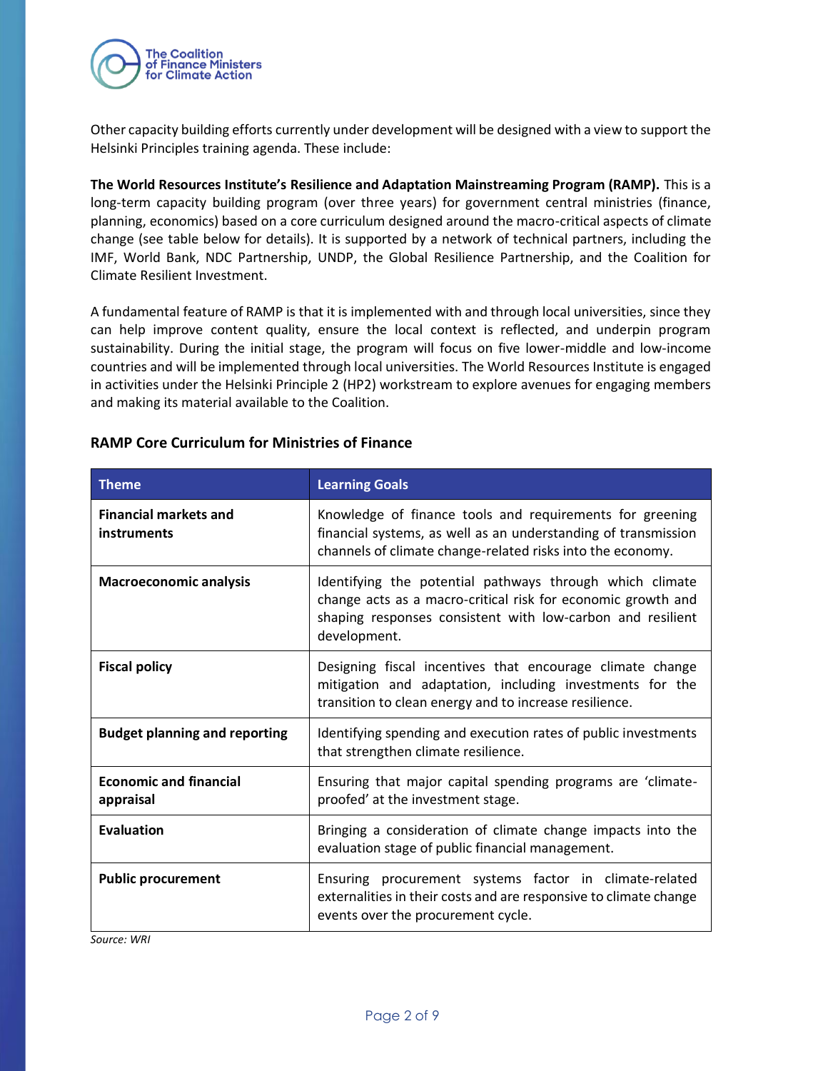Other capacity building efforts currently under development will be designed with a view to support the Helsinki Principles training agenda. These include:

**The World Resources Institute's Resilience and Adaptation Mainstreaming Program (RAMP).** This is a long-term capacity building program (over three years) for government central ministries (finance, planning, economics) based on a core curriculum designed around the macro-critical aspects of climate change (see table below for details). It is supported by a network of technical partners, including the IMF, World Bank, NDC Partnership, UNDP, the Global Resilience Partnership, and the Coalition for Climate Resilient Investment.

A fundamental feature of RAMP is that it is implemented with and through local universities, since they can help improve content quality, ensure the local context is reflected, and underpin program sustainability. During the initial stage, the program will focus on five lower-middle and low-income countries and will be implemented through local universities. The World Resources Institute is engaged in activities under the Helsinki Principle 2 (HP2) workstream to explore avenues for engaging members and making its material available to the Coalition.

### RAMP Core Curriculum for Ministries of Finance

| Theme | Learning Goals |
| --- | --- |
| **Financial markets and instruments** | Knowledge of finance tools and requirements for greening financial systems, as well as an understanding of transmission channels of climate change-related risks into the economy. |
| **Macroeconomic analysis** | Identifying the potential pathways through which climate change acts as a macro-critical risk for economic growth and shaping responses consistent with low-carbon and resilient development. |
| **Fiscal policy** | Designing fiscal incentives that encourage climate change mitigation and adaptation, including investments for the transition to clean energy and to increase resilience. |
| **Budget planning and reporting** | Identifying spending and execution rates of public investments that strengthen climate resilience. |
| **Economic and financial appraisal** | Ensuring that major capital spending programs are 'climate-proofed' at the investment stage. |
| **Evaluation** | Bringing a consideration of climate change impacts into the evaluation stage of public financial management. |
| **Public procurement** | Ensuring procurement systems factor in climate-related externalities in their costs and are responsive to climate change events over the procurement cycle. |

*Source: WRI*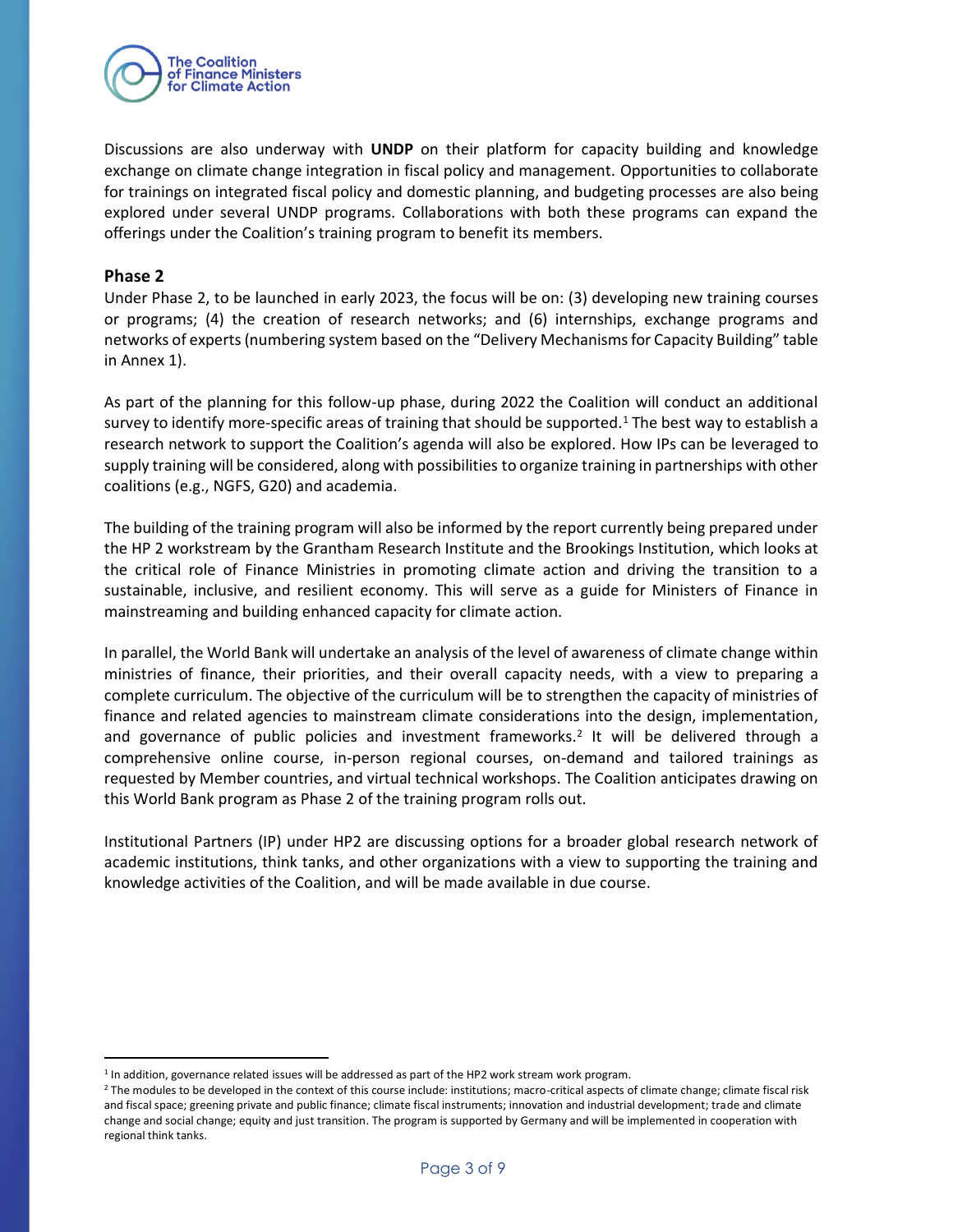Discussions are also underway with **UNDP** on their platform for capacity building and knowledge exchange on climate change integration in fiscal policy and management. Opportunities to collaborate for trainings on integrated fiscal policy and domestic planning, and budgeting processes are also being explored under several UNDP programs. Collaborations with both these programs can expand the offerings under the Coalition's training program to benefit its members.

## Phase 2

Under Phase 2, to be launched in early 2023, the focus will be on: (3) developing new training courses or programs; (4) the creation of research networks; and (6) internships, exchange programs and networks of experts (numbering system based on the "Delivery Mechanisms for Capacity Building" table in Annex 1).

As part of the planning for this follow-up phase, during 2022 the Coalition will conduct an additional survey to identify more-specific areas of training that should be supported.[1] The best way to establish a research network to support the Coalition's agenda will also be explored. How IPs can be leveraged to supply training will be considered, along with possibilities to organize training in partnerships with other coalitions (e.g., NGFS, G20) and academia.

The building of the training program will also be informed by the report currently being prepared under the HP 2 workstream by the Grantham Research Institute and the Brookings Institution, which looks at the critical role of Finance Ministries in promoting climate action and driving the transition to a sustainable, inclusive, and resilient economy. This will serve as a guide for Ministers of Finance in mainstreaming and building enhanced capacity for climate action.

In parallel, the World Bank will undertake an analysis of the level of awareness of climate change within ministries of finance, their priorities, and their overall capacity needs, with a view to preparing a complete curriculum. The objective of the curriculum will be to strengthen the capacity of ministries of finance and related agencies to mainstream climate considerations into the design, implementation, and governance of public policies and investment frameworks.[2] It will be delivered through a comprehensive online course, in-person regional courses, on-demand and tailored trainings as requested by Member countries, and virtual technical workshops. The Coalition anticipates drawing on this World Bank program as Phase 2 of the training program rolls out.

Institutional Partners (IP) under HP2 are discussing options for a broader global research network of academic institutions, think tanks, and other organizations with a view to supporting the training and knowledge activities of the Coalition, and will be made available in due course.

---

[1] In addition, governance related issues will be addressed as part of the HP2 work stream work program.

[2] The modules to be developed in the context of this course include: institutions; macro-critical aspects of climate change; climate fiscal risk and fiscal space; greening private and public finance; climate fiscal instruments; innovation and industrial development; trade and climate change and social change; equity and just transition. The program is supported by Germany and will be implemented in cooperation with regional think tanks.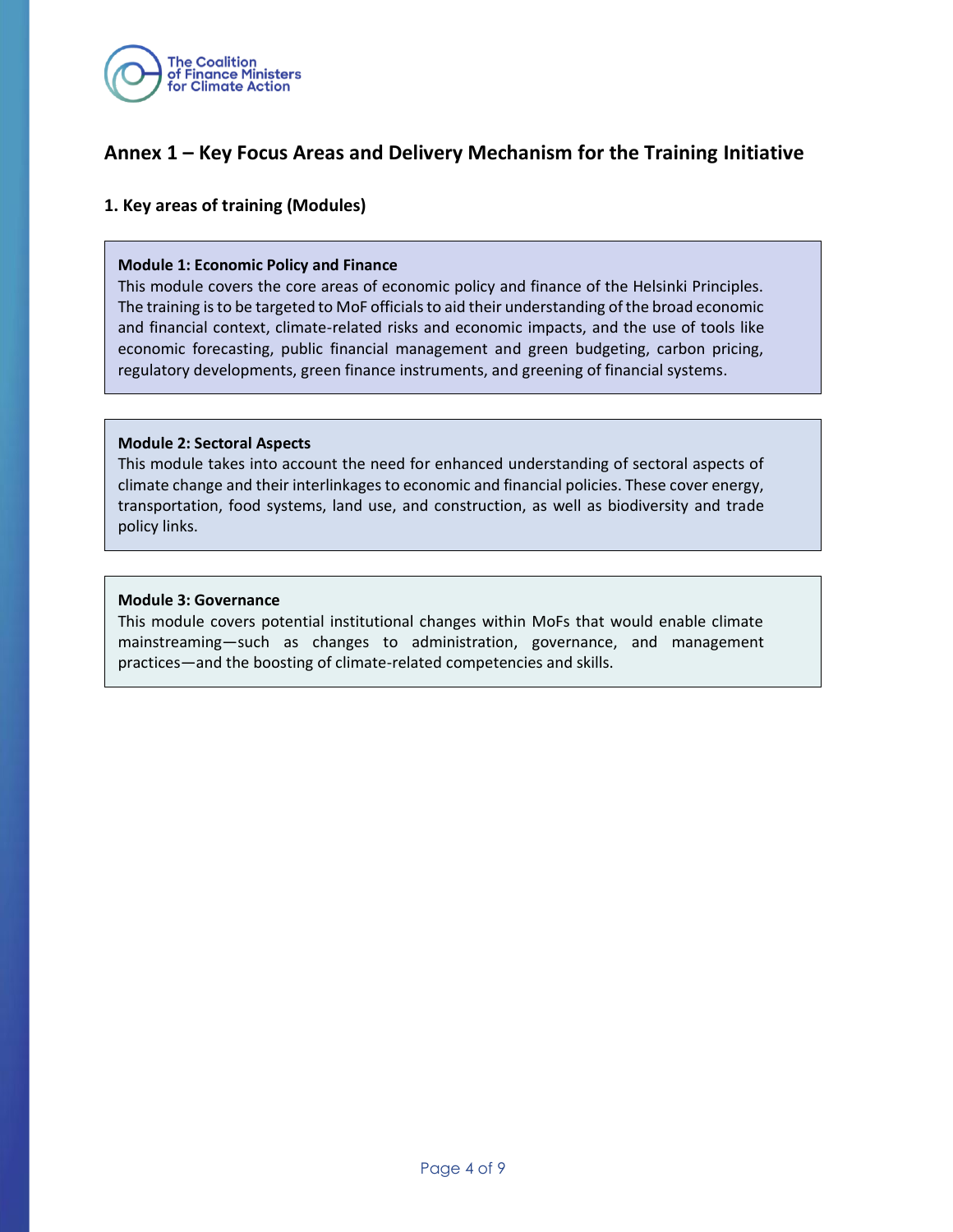## Annex 1 – Key Focus Areas and Delivery Mechanism for the Training Initiative

### 1. Key areas of training (Modules)

**Module 1: Economic Policy and Finance**

This module covers the core areas of economic policy and finance of the Helsinki Principles. The training is to be targeted to MoF officials to aid their understanding of the broad economic and financial context, climate-related risks and economic impacts, and the use of tools like economic forecasting, public financial management and green budgeting, carbon pricing, regulatory developments, green finance instruments, and greening of financial systems.

**Module 2: Sectoral Aspects**

This module takes into account the need for enhanced understanding of sectoral aspects of climate change and their interlinkages to economic and financial policies. These cover energy, transportation, food systems, land use, and construction, as well as biodiversity and trade policy links.

**Module 3: Governance**

This module covers potential institutional changes within MoFs that would enable climate mainstreaming—such as changes to administration, governance, and management practices—and the boosting of climate-related competencies and skills.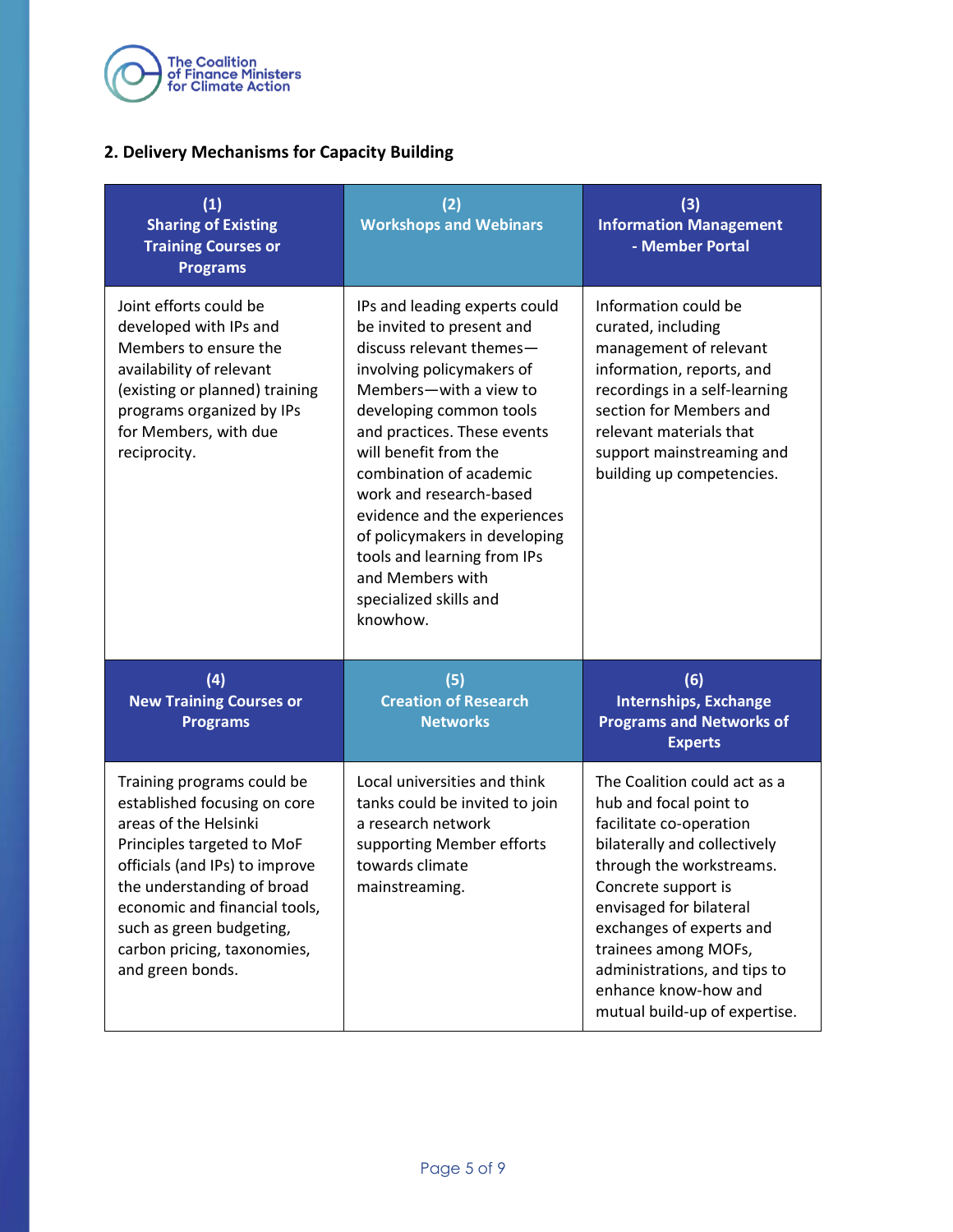## 2. Delivery Mechanisms for Capacity Building

| (1) Sharing of Existing Training Courses or Programs | (2) Workshops and Webinars | (3) Information Management - Member Portal |
|---|---|---|
| Joint efforts could be developed with IPs and Members to ensure the availability of relevant (existing or planned) training programs organized by IPs for Members, with due reciprocity. | IPs and leading experts could be invited to present and discuss relevant themes—involving policymakers of Members—with a view to developing common tools and practices. These events will benefit from the combination of academic work and research-based evidence and the experiences of policymakers in developing tools and learning from IPs and Members with specialized skills and knowhow. | Information could be curated, including management of relevant information, reports, and recordings in a self-learning section for Members and relevant materials that support mainstreaming and building up competencies. |
| **(4) New Training Courses or Programs** | **(5) Creation of Research Networks** | **(6) Internships, Exchange Programs and Networks of Experts** |
| Training programs could be established focusing on core areas of the Helsinki Principles targeted to MoF officials (and IPs) to improve the understanding of broad economic and financial tools, such as green budgeting, carbon pricing, taxonomies, and green bonds. | Local universities and think tanks could be invited to join a research network supporting Member efforts towards climate mainstreaming. | The Coalition could act as a hub and focal point to facilitate co-operation bilaterally and collectively through the workstreams. Concrete support is envisaged for bilateral exchanges of experts and trainees among MOFs, administrations, and tips to enhance know-how and mutual build-up of expertise. |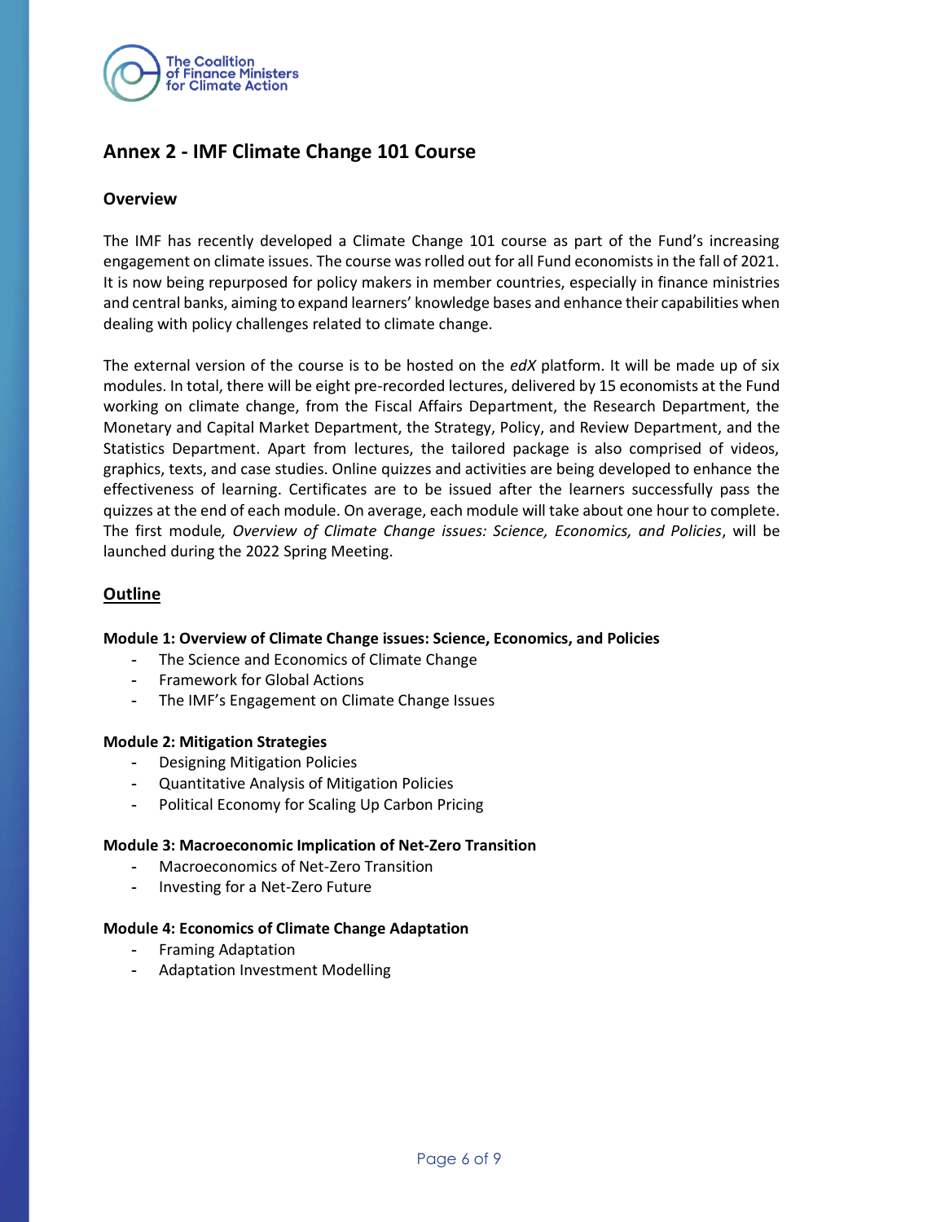## Annex 2 - IMF Climate Change 101 Course

### Overview

The IMF has recently developed a Climate Change 101 course as part of the Fund's increasing engagement on climate issues. The course was rolled out for all Fund economists in the fall of 2021. It is now being repurposed for policy makers in member countries, especially in finance ministries and central banks, aiming to expand learners' knowledge bases and enhance their capabilities when dealing with policy challenges related to climate change.

The external version of the course is to be hosted on the *edX* platform. It will be made up of six modules. In total, there will be eight pre-recorded lectures, delivered by 15 economists at the Fund working on climate change, from the Fiscal Affairs Department, the Research Department, the Monetary and Capital Market Department, the Strategy, Policy, and Review Department, and the Statistics Department. Apart from lectures, the tailored package is also comprised of videos, graphics, texts, and case studies. Online quizzes and activities are being developed to enhance the effectiveness of learning. Certificates are to be issued after the learners successfully pass the quizzes at the end of each module. On average, each module will take about one hour to complete. The first module*, Overview of Climate Change issues: Science, Economics, and Policies*, will be launched during the 2022 Spring Meeting.

### Outline

**Module 1: Overview of Climate Change issues: Science, Economics, and Policies**

- The Science and Economics of Climate Change
- Framework for Global Actions
- The IMF's Engagement on Climate Change Issues

**Module 2: Mitigation Strategies**

- Designing Mitigation Policies
- Quantitative Analysis of Mitigation Policies
- Political Economy for Scaling Up Carbon Pricing

**Module 3: Macroeconomic Implication of Net-Zero Transition**

- Macroeconomics of Net-Zero Transition
- Investing for a Net-Zero Future

**Module 4: Economics of Climate Change Adaptation**

- Framing Adaptation
- Adaptation Investment Modelling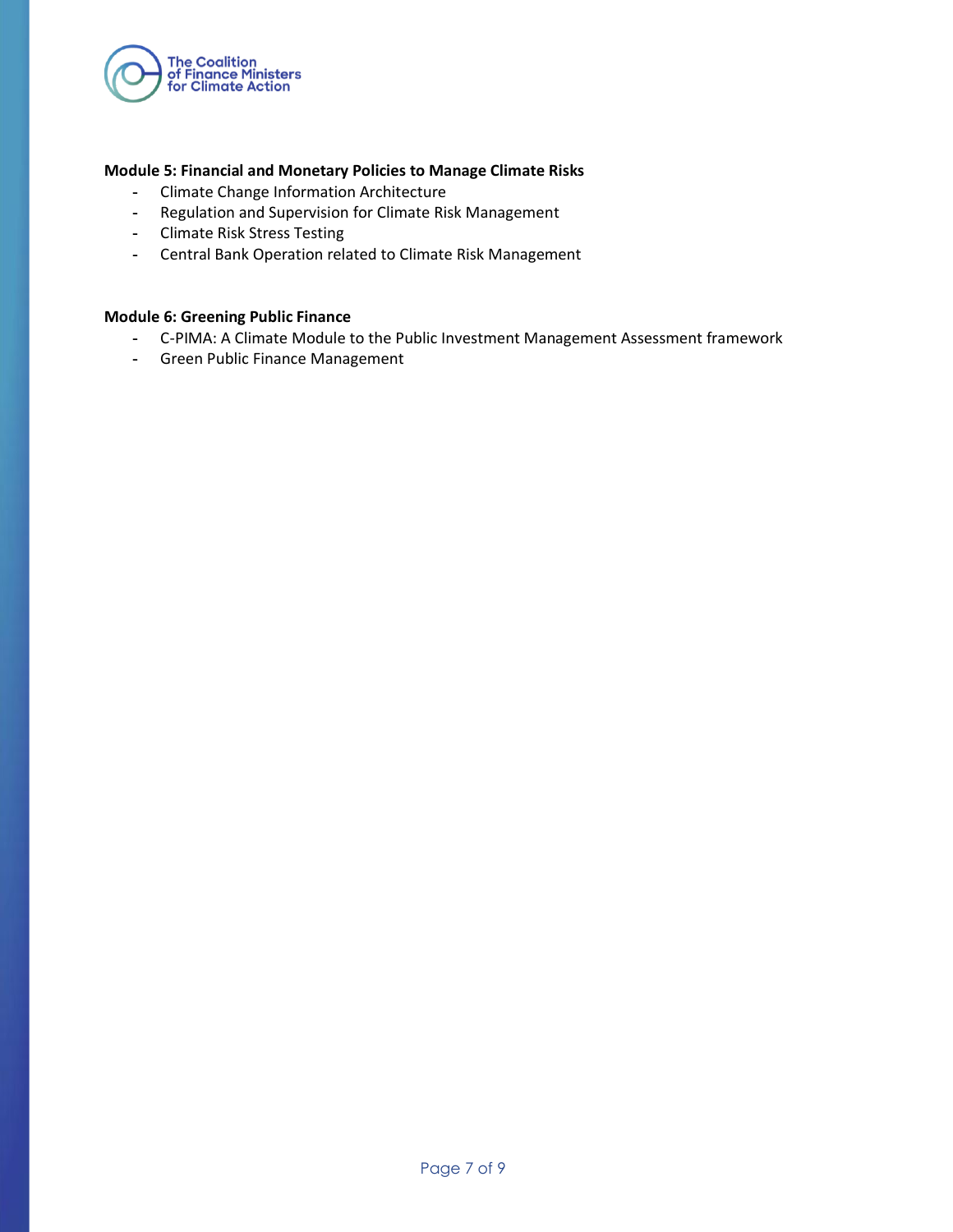**Module 5: Financial and Monetary Policies to Manage Climate Risks**

- Climate Change Information Architecture
- Regulation and Supervision for Climate Risk Management
- Climate Risk Stress Testing
- Central Bank Operation related to Climate Risk Management

**Module 6: Greening Public Finance**

- C-PIMA: A Climate Module to the Public Investment Management Assessment framework
- Green Public Finance Management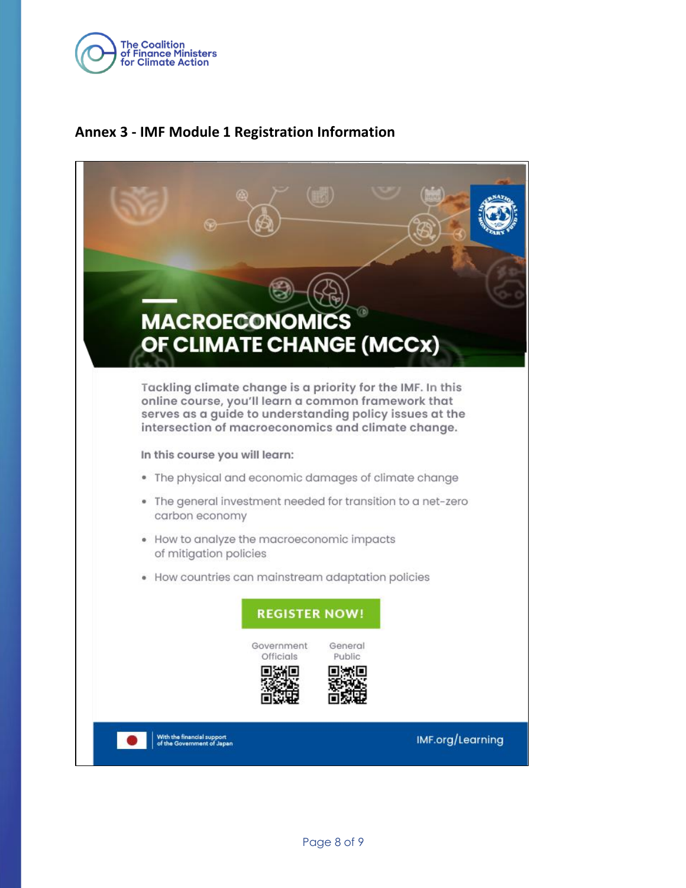## Annex 3 - IMF Module 1 Registration Information

# MACROECONOMICS OF CLIMATE CHANGE (MCCx)

Tackling climate change is a priority for the IMF. In this online course, you'll learn a common framework that serves as a guide to understanding policy issues at the intersection of macroeconomics and climate change.

In this course you will learn:

- The physical and economic damages of climate change
- The general investment needed for transition to a net-zero carbon economy
- How to analyze the macroeconomic impacts of mitigation policies
- How countries can mainstream adaptation policies

**REGISTER NOW!**

Government Officials | General Public

With the financial support of the Government of Japan

IMF.org/Learning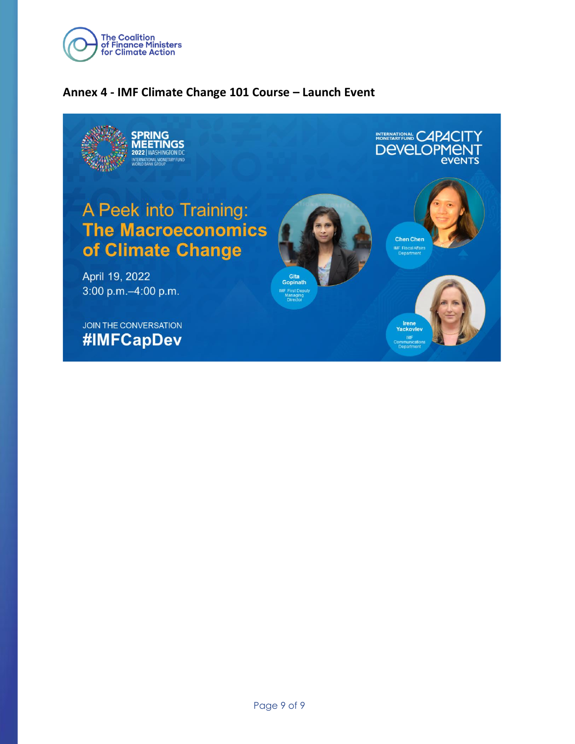## Annex 4 - IMF Climate Change 101 Course – Launch Event

SPRING MEETINGS 2022 | WASHINGTON DC
INTERNATIONAL MONETARY FUND
WORLD BANK GROUP

INTERNATIONAL MONETARY FUND CAPACITY DEVELOPMENT EVENTS

A Peek into Training:
**The Macroeconomics of Climate Change**

April 19, 2022
3:00 p.m.–4:00 p.m.

JOIN THE CONVERSATION
**#IMFCapDev**

**Gita Gopinath**
IMF First Deputy Managing Director

**Chen Chen**
IMF Fiscal Affairs Department

**Irene Yackovlev**
IMF Communications Department